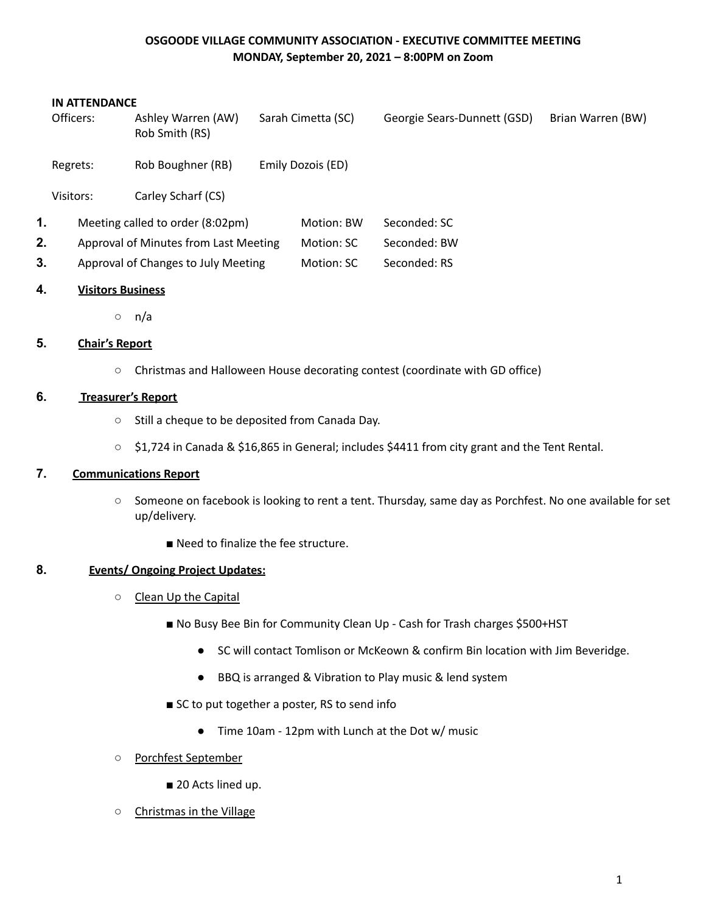# OSGOODE VILLAGE COMMUNITY ASSOCIATION - EXECUTIVE COMMITTEE MEETING
## MONDAY, September 20, 2021 – 8:00PM on Zoom

**IN ATTENDANCE**

| | | | | |
|---|---|---|---|---|
| Officers: | Ashley Warren (AW)<br>Rob Smith (RS) | Sarah Cimetta (SC) | Georgie Sears-Dunnett (GSD) | Brian Warren (BW) |
| Regrets: | Rob Boughner (RB) | Emily Dozois (ED) | | |
| Visitors: | Carley Scharf (CS) | | | |

| | | | |
|---|---|---|---|
| **1.** | Meeting called to order (8:02pm) | Motion: BW | Seconded: SC |
| **2.** | Approval of Minutes from Last Meeting | Motion: SC | Seconded: BW |
| **3.** | Approval of Changes to July Meeting | Motion: SC | Seconded: RS |

**4. Visitors Business**

- n/a

**5. Chair's Report**

- Christmas and Halloween House decorating contest (coordinate with GD office)

**6. Treasurer's Report**

- Still a cheque to be deposited from Canada Day.
- $1,724 in Canada & $16,865 in General; includes $4411 from city grant and the Tent Rental.

**7. Communications Report**

- Someone on facebook is looking to rent a tent. Thursday, same day as Porchfest. No one available for set up/delivery.
  - Need to finalize the fee structure.

**8. Events/ Ongoing Project Updates:**

- Clean Up the Capital
  - No Busy Bee Bin for Community Clean Up - Cash for Trash charges $500+HST
    - SC will contact Tomlison or McKeown & confirm Bin location with Jim Beveridge.
    - BBQ is arranged & Vibration to Play music & lend system
  - SC to put together a poster, RS to send info
    - Time 10am - 12pm with Lunch at the Dot w/ music
- Porchfest September
  - 20 Acts lined up.
- Christmas in the Village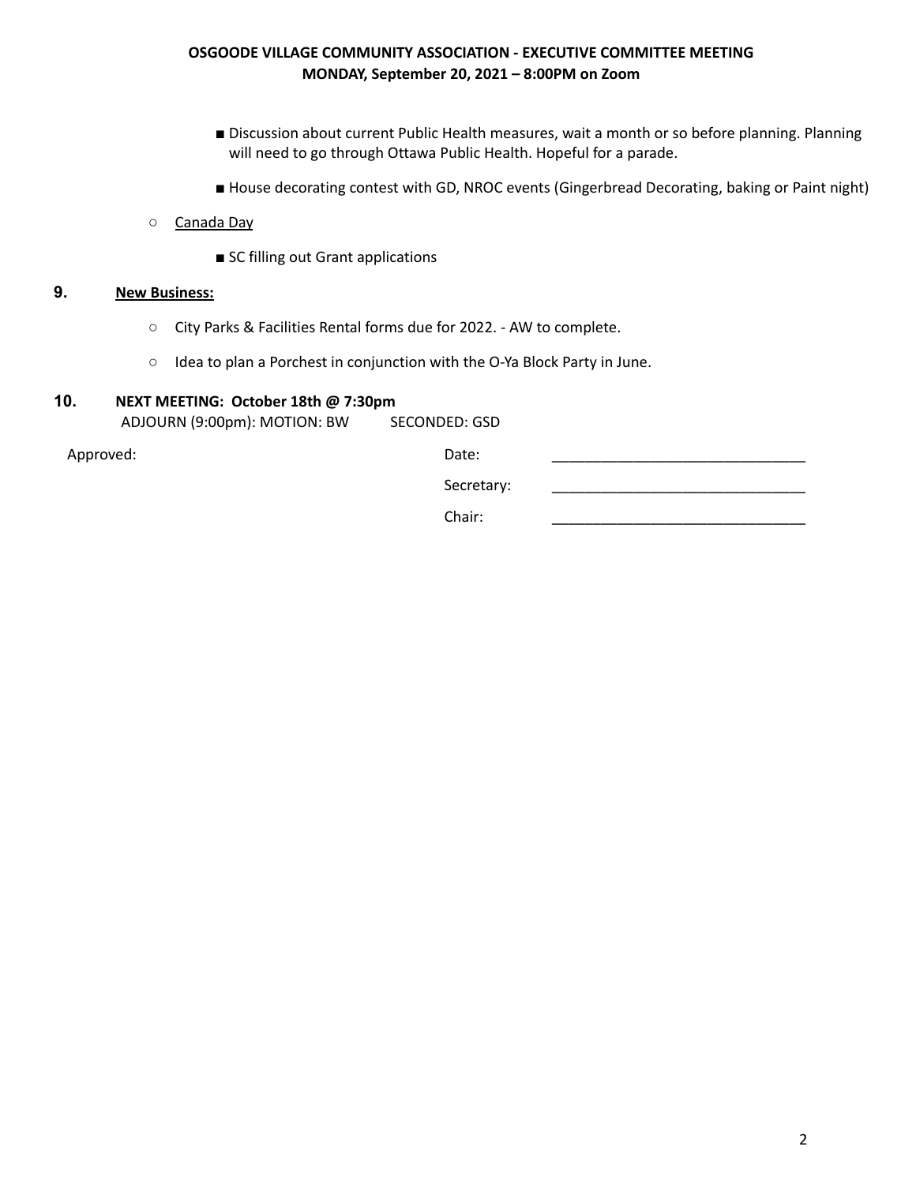■ Discussion about current Public Health measures, wait a month or so before planning. Planning will need to go through Ottawa Public Health. Hopeful for a parade.

■ House decorating contest with GD, NROC events (Gingerbread Decorating, baking or Paint night)

○ Canada Day

■ SC filling out Grant applications

**9. New Business:**

○ City Parks & Facilities Rental forms due for 2022. - AW to complete.

○ Idea to plan a Porchest in conjunction with the O-Ya Block Party in June.

**10. NEXT MEETING: October 18th @ 7:30pm**

ADJOURN (9:00pm): MOTION: BW SECONDED: GSD

Approved:

Date: _______________________________

Secretary: _______________________________

Chair: _______________________________